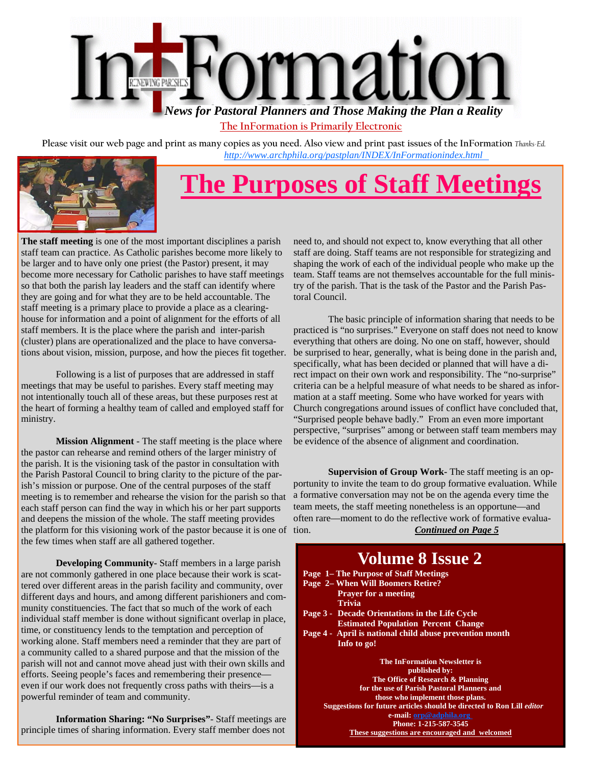# InFormation

*News for Pastoral Planners and Those Making the Plan a Reality*

The InFormation is Primarily Electronic

Please visit our web page and print as many copies as you need. Also view and print past issues of the InFormation *Thanks-Ed.*
*http://www.archphila.org/pastplan/INDEX/InFormationindex.html*

## The Purposes of Staff Meetings

**The staff meeting** is one of the most important disciplines a parish staff team can practice. As Catholic parishes become more likely to be larger and to have only one priest (the Pastor) present, it may become more necessary for Catholic parishes to have staff meetings so that both the parish lay leaders and the staff can identify where they are going and for what they are to be held accountable. The staff meeting is a primary place to provide a place as a clearinghouse for information and a point of alignment for the efforts of all staff members. It is the place where the parish and inter-parish (cluster) plans are operationalized and the place to have conversations about vision, mission, purpose, and how the pieces fit together.

Following is a list of purposes that are addressed in staff meetings that may be useful to parishes. Every staff meeting may not intentionally touch all of these areas, but these purposes rest at the heart of forming a healthy team of called and employed staff for ministry.

**Mission Alignment** - The staff meeting is the place where the pastor can rehearse and remind others of the larger ministry of the parish. It is the visioning task of the pastor in consultation with the Parish Pastoral Council to bring clarity to the picture of the parish's mission or purpose. One of the central purposes of the staff meeting is to remember and rehearse the vision for the parish so that each staff person can find the way in which his or her part supports and deepens the mission of the whole. The staff meeting provides the platform for this visioning work of the pastor because it is one of the few times when staff are all gathered together.

**Developing Community**- Staff members in a large parish are not commonly gathered in one place because their work is scattered over different areas in the parish facility and community, over different days and hours, and among different parishioners and community constituencies. The fact that so much of the work of each individual staff member is done without significant overlap in place, time, or constituency lends to the temptation and perception of working alone. Staff members need a reminder that they are part of a community called to a shared purpose and that the mission of the parish will not and cannot move ahead just with their own skills and efforts. Seeing people's faces and remembering their presence—even if our work does not frequently cross paths with theirs—is a powerful reminder of team and community.

**Information Sharing: "No Surprises"**- Staff meetings are principle times of sharing information. Every staff member does not need to, and should not expect to, know everything that all other staff are doing. Staff teams are not responsible for strategizing and shaping the work of each of the individual people who make up the team. Staff teams are not themselves accountable for the full ministry of the parish. That is the task of the Pastor and the Parish Pastoral Council.

The basic principle of information sharing that needs to be practiced is "no surprises." Everyone on staff does not need to know everything that others are doing. No one on staff, however, should be surprised to hear, generally, what is being done in the parish and, specifically, what has been decided or planned that will have a direct impact on their own work and responsibility. The "no-surprise" criteria can be a helpful measure of what needs to be shared as information at a staff meeting. Some who have worked for years with Church congregations around issues of conflict have concluded that, "Surprised people behave badly." From an even more important perspective, "surprises" among or between staff team members may be evidence of the absence of alignment and coordination.

**Supervision of Group Work**- The staff meeting is an opportunity to invite the team to do group formative evaluation. While a formative conversation may not be on the agenda every time the team meets, the staff meeting nonetheless is an opportune—and often rare—moment to do the reflective work of formative evaluation. ***Continued on Page 5***

## Volume 8 Issue 2

**Page 1– The Purpose of Staff Meetings**
**Page 2– When Will Boomers Retire?**
**Prayer for a meeting**
**Trivia**
**Page 3 - Decade Orientations in the Life Cycle**
**Estimated Population Percent Change**
**Page 4 - April is national child abuse prevention month**
**Info to go!**

**The InFormation Newsletter is published by:**
**The Office of Research & Planning**
**for the use of Parish Pastoral Planners and those who implement those plans.**
**Suggestions for future articles should be directed to Ron Lill *editor***
**e-mail: orp@adphila.org**
**Phone: 1-215-587-3545**
**These suggestions are encouraged and welcomed**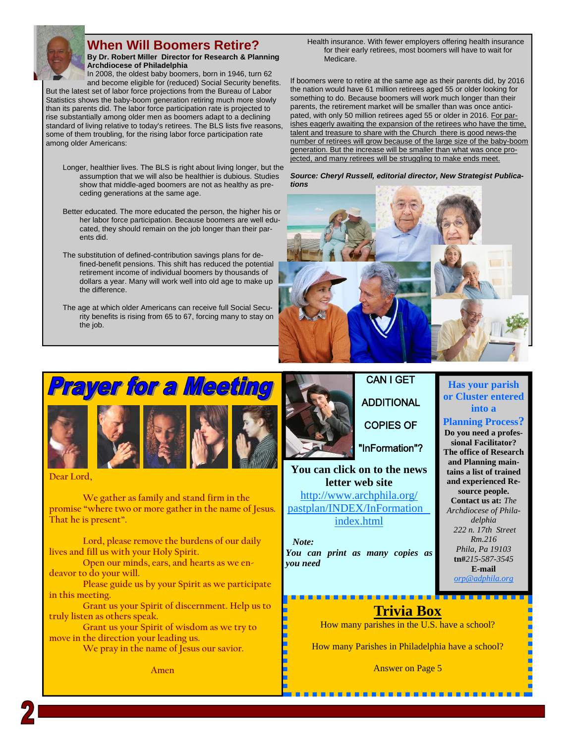## When Will Boomers Retire?

**By Dr. Robert Miller Director for Research & Planning Archdiocese of Philadelphia**

In 2008, the oldest baby boomers, born in 1946, turn 62 and become eligible for (reduced) Social Security benefits. But the latest set of labor force projections from the Bureau of Labor Statistics shows the baby-boom generation retiring much more slowly than its parents did. The labor force participation rate is projected to rise substantially among older men as boomers adapt to a declining standard of living relative to today's retirees. The BLS lists five reasons, some of them troubling, for the rising labor force participation rate among older Americans:

Longer, healthier lives. The BLS is right about living longer, but the assumption that we will also be healthier is dubious. Studies show that middle-aged boomers are not as healthy as preceding generations at the same age.

Better educated. The more educated the person, the higher his or her labor force participation. Because boomers are well educated, they should remain on the job longer than their parents did.

The substitution of defined-contribution savings plans for defined-benefit pensions. This shift has reduced the potential retirement income of individual boomers by thousands of dollars a year. Many will work well into old age to make up the difference.

The age at which older Americans can receive full Social Security benefits is rising from 65 to 67, forcing many to stay on the job.

Health insurance. With fewer employers offering health insurance for their early retirees, most boomers will have to wait for Medicare.

If boomers were to retire at the same age as their parents did, by 2016 the nation would have 61 million retirees aged 55 or older looking for something to do. Because boomers will work much longer than their parents, the retirement market will be smaller than was once anticipated, with only 50 million retirees aged 55 or older in 2016. For parishes eagerly awaiting the expansion of the retirees who have the time, talent and treasure to share with the Church there is good news-the number of retirees will grow because of the large size of the baby-boom generation. But the increase will be smaller than what was once projected, and many retirees will be struggling to make ends meet.

***Source: Cheryl Russell, editorial director, New Strategist Publications***

## Prayer for a Meeting

Dear Lord,

We gather as family and stand firm in the promise "where two or more gather in the name of Jesus. That he is present".

Lord, please remove the burdens of our daily lives and fill us with your Holy Spirit.

Open our minds, ears, and hearts as we endeavor to do your will.

Please guide us by your Spirit as we participate in this meeting.

Grant us your Spirit of discernment. Help us to truly listen as others speak.

Grant us your Spirit of wisdom as we try to move in the direction your leading us.

We pray in the name of Jesus our savior.

Amen

## CAN I GET ADDITIONAL COPIES OF "InFormation"?

**You can click on to the news letter web site**

http://www.archphila.org/pastplan/INDEX/InFormation index.html

***Note:***

***You can print as many copies as you need***

## Has your parish or Cluster entered into a Planning Process?

**Do you need a professional Facilitator? The office of Research and Planning maintains a list of trained and experienced Resource people.**

**Contact us at:** *The Archdiocese of Philadelphia*
*222 n. 17th Street*
*Rm.216*
*Phila, Pa 19103*
**tn#***215-587-3545*
**E-mail**
*orp@adphila.org*

## Trivia Box

How many parishes in the U.S. have a school?

How many Parishes in Philadelphia have a school?

Answer on Page 5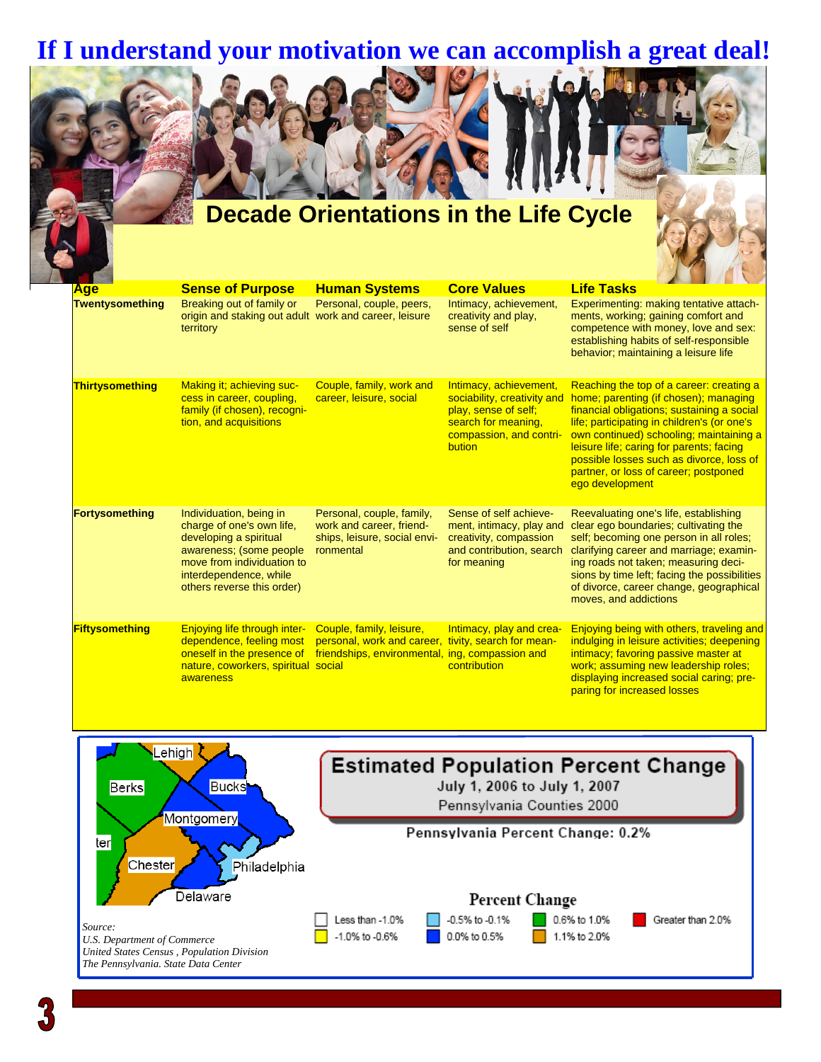# If I understand your motivation we can accomplish a great deal!

## Decade Orientations in the Life Cycle

| Age | Sense of Purpose | Human Systems | Core Values | Life Tasks |
|---|---|---|---|---|
| **Twentysomething** | Breaking out of family or origin and staking out adult territory | Personal, couple, peers, work and career, leisure | Intimacy, achievement, creativity and play, sense of self | Experimenting: making tentative attachments, working; gaining comfort and competence with money, love and sex: establishing habits of self-responsible behavior; maintaining a leisure life |
| **Thirtysomething** | Making it; achieving success in career, coupling, family (if chosen), recognition, and acquisitions | Couple, family, work and career, leisure, social | Intimacy, achievement, sociability, creativity and play, sense of self; search for meaning, compassion, and contribution | Reaching the top of a career: creating a home; parenting (if chosen); managing financial obligations; sustaining a social life; participating in children's (or one's own continued) schooling; maintaining a leisure life; caring for parents; facing possible losses such as divorce, loss of partner, or loss of career; postponed ego development |
| **Fortysomething** | Individuation, being in charge of one's own life, developing a spiritual awareness; (some people move from individuation to interdependence, while others reverse this order) | Personal, couple, family, work and career, friendships, leisure, social environmental | Sense of self achievement, intimacy, play and creativity, compassion and contribution, search for meaning | Reevaluating one's life, establishing clear ego boundaries; cultivating the self; becoming one person in all roles; clarifying career and marriage; examining roads not taken; measuring decisions by time left; facing the possibilities of divorce, career change, geographical moves, and addictions |
| **Fiftysomething** | Enjoying life through interdependence, feeling most oneself in the presence of nature, coworkers, spiritual awareness | Couple, family, leisure, personal, work and career, friendships, environmental, social | Intimacy, play and creativity, search for meaning, compassion and contribution | Enjoying being with others, traveling and indulging in leisure activities; deepening intimacy; favoring passive master at work; assuming new leadership roles; displaying increased social caring; preparing for increased losses |

Lehigh, Berks, Bucks, Montgomery, ter, Chester, Philadelphia, Delaware

**Estimated Population Percent Change**
July 1, 2006 to July 1, 2007
Pennsylvania Counties 2000

Pennsylvania Percent Change: 0.2%

**Percent Change**

- Less than -1.0%
- -1.0% to -0.6%
- -0.5% to -0.1%
- 0.0% to 0.5%
- 0.6% to 1.0%
- 1.1% to 2.0%
- Greater than 2.0%

*Source:*
*U.S. Department of Commerce*
*United States Census , Population Division*
*The Pennsylvania. State Data Center*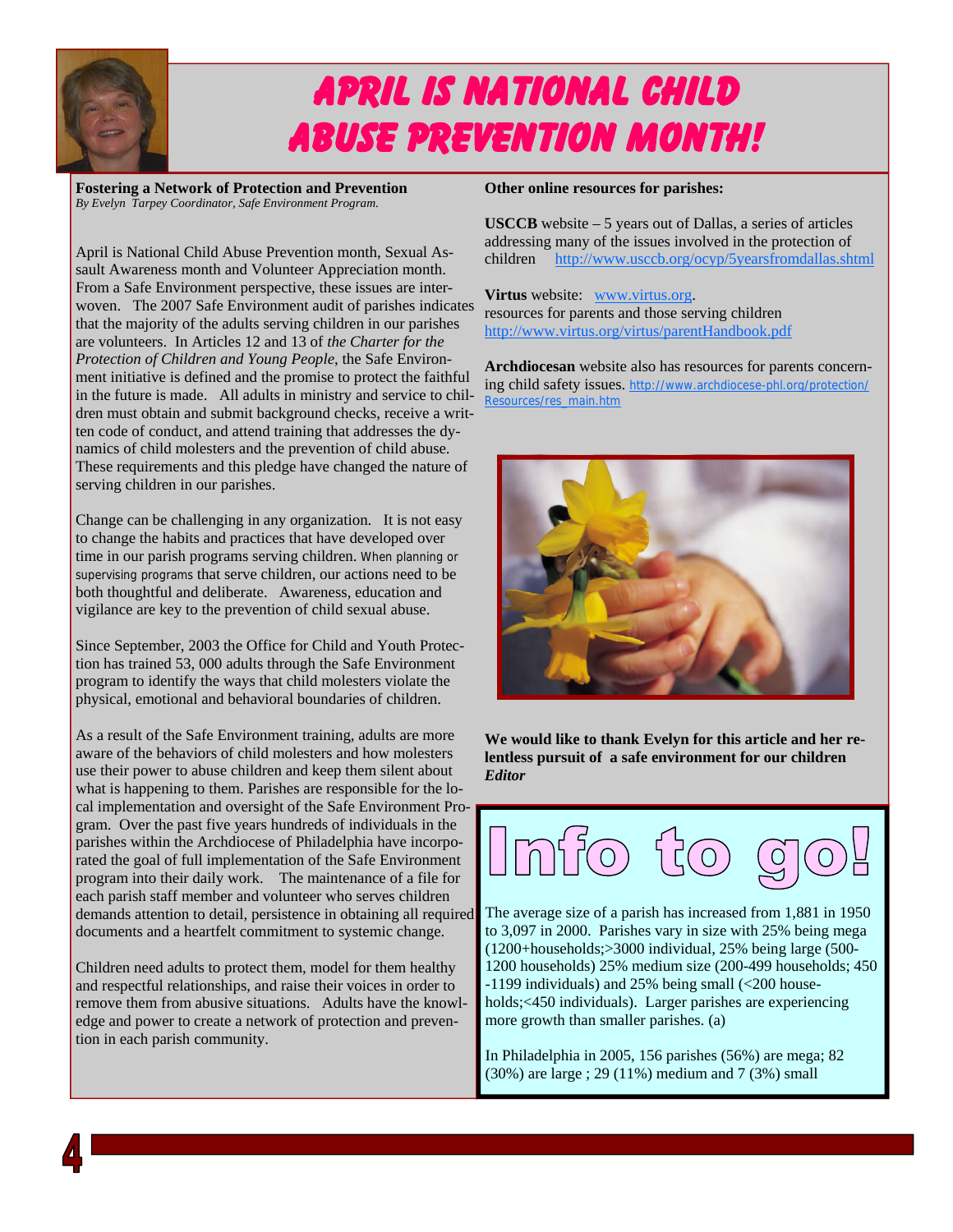# APRIL IS NATIONAL CHILD ABUSE PREVENTION MONTH!

**Fostering a Network of Protection and Prevention**
*By Evelyn Tarpey Coordinator, Safe Environment Program.*

April is National Child Abuse Prevention month, Sexual Assault Awareness month and Volunteer Appreciation month. From a Safe Environment perspective, these issues are interwoven. The 2007 Safe Environment audit of parishes indicates that the majority of the adults serving children in our parishes are volunteers. In Articles 12 and 13 of *the Charter for the Protection of Children and Young People*, the Safe Environment initiative is defined and the promise to protect the faithful in the future is made. All adults in ministry and service to children must obtain and submit background checks, receive a written code of conduct, and attend training that addresses the dynamics of child molesters and the prevention of child abuse. These requirements and this pledge have changed the nature of serving children in our parishes.

Change can be challenging in any organization. It is not easy to change the habits and practices that have developed over time in our parish programs serving children. When planning or supervising programs that serve children, our actions need to be both thoughtful and deliberate. Awareness, education and vigilance are key to the prevention of child sexual abuse.

Since September, 2003 the Office for Child and Youth Protection has trained 53, 000 adults through the Safe Environment program to identify the ways that child molesters violate the physical, emotional and behavioral boundaries of children.

As a result of the Safe Environment training, adults are more aware of the behaviors of child molesters and how molesters use their power to abuse children and keep them silent about what is happening to them. Parishes are responsible for the local implementation and oversight of the Safe Environment Program. Over the past five years hundreds of individuals in the parishes within the Archdiocese of Philadelphia have incorporated the goal of full implementation of the Safe Environment program into their daily work. The maintenance of a file for each parish staff member and volunteer who serves children demands attention to detail, persistence in obtaining all required documents and a heartfelt commitment to systemic change.

Children need adults to protect them, model for them healthy and respectful relationships, and raise their voices in order to remove them from abusive situations. Adults have the knowledge and power to create a network of protection and prevention in each parish community.

**Other online resources for parishes:**

**USCCB** website – 5 years out of Dallas, a series of articles addressing many of the issues involved in the protection of children http://www.usccb.org/ocyp/5yearsfromdallas.shtml

**Virtus** website: www.virtus.org.
resources for parents and those serving children
http://www.virtus.org/virtus/parentHandbook.pdf

**Archdiocesan** website also has resources for parents concerning child safety issues. http://www.archdiocese-phl.org/protection/Resources/res_main.htm

**We would like to thank Evelyn for this article and her relentless pursuit of a safe environment for our children**
***Editor***

## Info to go!

The average size of a parish has increased from 1,881 in 1950 to 3,097 in 2000. Parishes vary in size with 25% being mega (1200+households;>3000 individual, 25% being large (500-1200 households) 25% medium size (200-499 households; 450-1199 individuals) and 25% being small (<200 households;<450 individuals). Larger parishes are experiencing more growth than smaller parishes. (a)

In Philadelphia in 2005, 156 parishes (56%) are mega; 82 (30%) are large ; 29 (11%) medium and 7 (3%) small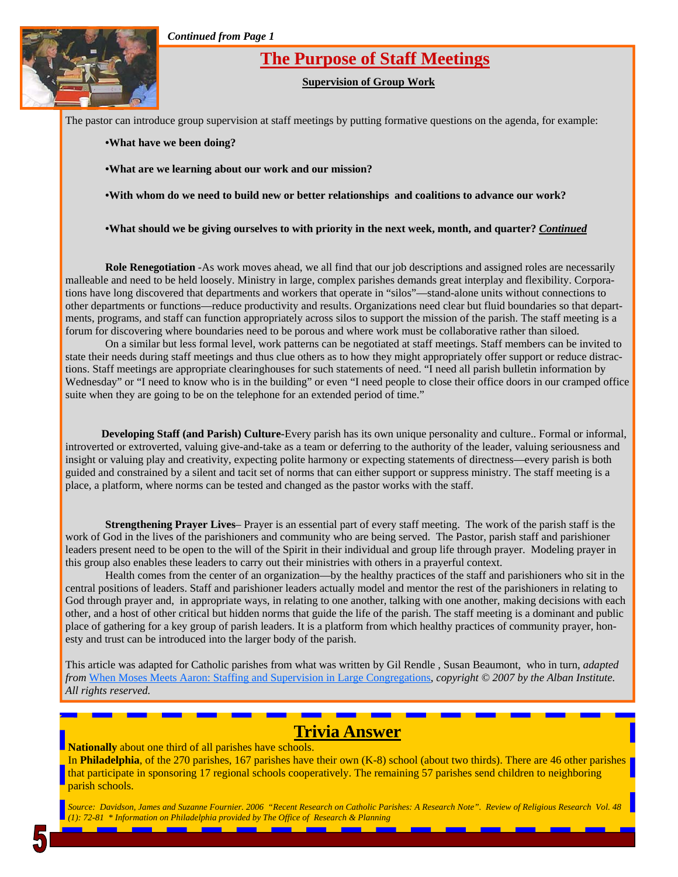*Continued from Page 1*

# The Purpose of Staff Meetings

**Supervision of Group Work**

The pastor can introduce group supervision at staff meetings by putting formative questions on the agenda, for example:

**•What have we been doing?**

**•What are we learning about our work and our mission?**

**•With whom do we need to build new or better relationships and coalitions to advance our work?**

**•What should we be giving ourselves to with priority in the next week, month, and quarter?** ***Continued***

**Role Renegotiation** -As work moves ahead, we all find that our job descriptions and assigned roles are necessarily malleable and need to be held loosely. Ministry in large, complex parishes demands great interplay and flexibility. Corporations have long discovered that departments and workers that operate in "silos"—stand-alone units without connections to other departments or functions—reduce productivity and results. Organizations need clear but fluid boundaries so that departments, programs, and staff can function appropriately across silos to support the mission of the parish. The staff meeting is a forum for discovering where boundaries need to be porous and where work must be collaborative rather than siloed.

On a similar but less formal level, work patterns can be negotiated at staff meetings. Staff members can be invited to state their needs during staff meetings and thus clue others as to how they might appropriately offer support or reduce distractions. Staff meetings are appropriate clearinghouses for such statements of need. "I need all parish bulletin information by Wednesday" or "I need to know who is in the building" or even "I need people to close their office doors in our cramped office suite when they are going to be on the telephone for an extended period of time."

**Developing Staff (and Parish) Culture-**Every parish has its own unique personality and culture.. Formal or informal, introverted or extroverted, valuing give-and-take as a team or deferring to the authority of the leader, valuing seriousness and insight or valuing play and creativity, expecting polite harmony or expecting statements of directness—every parish is both guided and constrained by a silent and tacit set of norms that can either support or suppress ministry. The staff meeting is a place, a platform, where norms can be tested and changed as the pastor works with the staff.

**Strengthening Prayer Lives**– Prayer is an essential part of every staff meeting. The work of the parish staff is the work of God in the lives of the parishioners and community who are being served. The Pastor, parish staff and parishioner leaders present need to be open to the will of the Spirit in their individual and group life through prayer. Modeling prayer in this group also enables these leaders to carry out their ministries with others in a prayerful context.

Health comes from the center of an organization—by the healthy practices of the staff and parishioners who sit in the central positions of leaders. Staff and parishioner leaders actually model and mentor the rest of the parishioners in relating to God through prayer and, in appropriate ways, in relating to one another, talking with one another, making decisions with each other, and a host of other critical but hidden norms that guide the life of the parish. The staff meeting is a dominant and public place of gathering for a key group of parish leaders. It is a platform from which healthy practices of community prayer, honesty and trust can be introduced into the larger body of the parish.

This article was adapted for Catholic parishes from what was written by Gil Rendle , Susan Beaumont, who in turn, *adapted from* When Moses Meets Aaron: Staffing and Supervision in Large Congregations, *copyright © 2007 by the Alban Institute. All rights reserved.*

## Trivia Answer

**Nationally** about one third of all parishes have schools.

In **Philadelphia**, of the 270 parishes, 167 parishes have their own (K-8) school (about two thirds). There are 46 other parishes that participate in sponsoring 17 regional schools cooperatively. The remaining 57 parishes send children to neighboring parish schools.

*Source: Davidson, James and Suzanne Fournier. 2006 "Recent Research on Catholic Parishes: A Research Note". Review of Religious Research Vol. 48 (1): 72-81 \* Information on Philadelphia provided by The Office of Research & Planning*